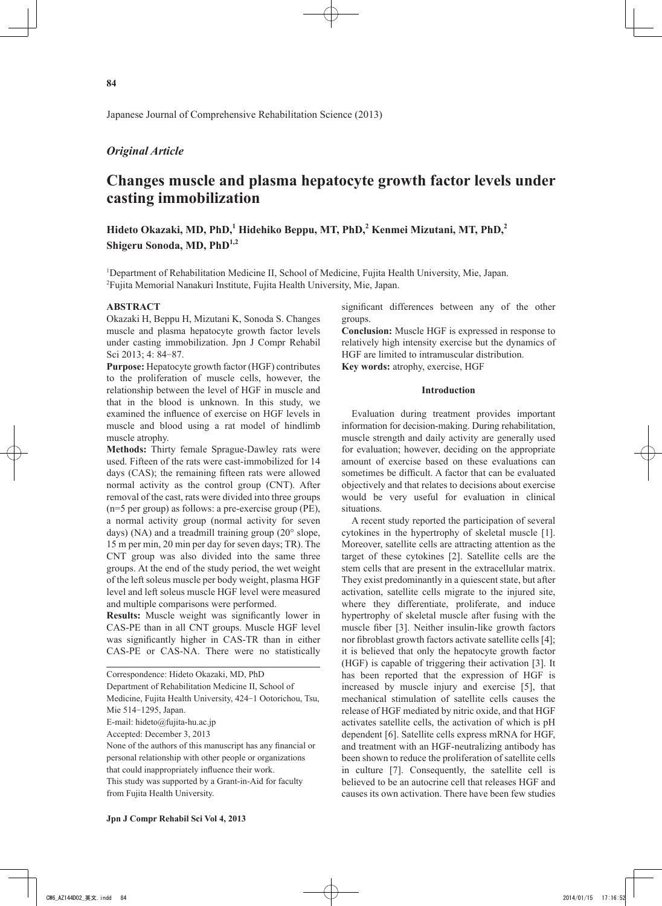*Original Article*

# Changes muscle and plasma hepatocyte growth factor levels under casting immobilization

**Hideto Okazaki, MD, PhD,[1] Hidehiko Beppu, MT, PhD,[2] Kenmei Mizutani, MT, PhD,[2] Shigeru Sonoda, MD, PhD[1,2]**

[1]Department of Rehabilitation Medicine II, School of Medicine, Fujita Health University, Mie, Japan.
[2]Fujita Memorial Nanakuri Institute, Fujita Health University, Mie, Japan.

## ABSTRACT

Okazaki H, Beppu H, Mizutani K, Sonoda S. Changes muscle and plasma hepatocyte growth factor levels under casting immobilization. Jpn J Compr Rehabil Sci 2013; 4: 84-87.

**Purpose:** Hepatocyte growth factor (HGF) contributes to the proliferation of muscle cells, however, the relationship between the level of HGF in muscle and that in the blood is unknown. In this study, we examined the influence of exercise on HGF levels in muscle and blood using a rat model of hindlimb muscle atrophy.

**Methods:** Thirty female Sprague-Dawley rats were used. Fifteen of the rats were cast-immobilized for 14 days (CAS); the remaining fifteen rats were allowed normal activity as the control group (CNT). After removal of the cast, rats were divided into three groups (n=5 per group) as follows: a pre-exercise group (PE), a normal activity group (normal activity for seven days) (NA) and a treadmill training group (20° slope, 15 m per min, 20 min per day for seven days; TR). The CNT group was also divided into the same three groups. At the end of the study period, the wet weight of the left soleus muscle per body weight, plasma HGF level and left soleus muscle HGF level were measured and multiple comparisons were performed.

**Results:** Muscle weight was significantly lower in CAS-PE than in all CNT groups. Muscle HGF level was significantly higher in CAS-TR than in either CAS-PE or CAS-NA. There were no statistically significant differences between any of the other groups.

**Conclusion:** Muscle HGF is expressed in response to relatively high intensity exercise but the dynamics of HGF are limited to intramuscular distribution.

**Key words:** atrophy, exercise, HGF

Correspondence: Hideto Okazaki, MD, PhD
Department of Rehabilitation Medicine II, School of Medicine, Fujita Health University, 424-1 Ootorichou, Tsu, Mie 514-1295, Japan.
E-mail: hideto@fujita-hu.ac.jp
Accepted: December 3, 2013
None of the authors of this manuscript has any financial or personal relationship with other people or organizations that could inappropriately influence their work.
This study was supported by a Grant-in-Aid for faculty from Fujita Health University.

## Introduction

Evaluation during treatment provides important information for decision-making. During rehabilitation, muscle strength and daily activity are generally used for evaluation; however, deciding on the appropriate amount of exercise based on these evaluations can sometimes be difficult. A factor that can be evaluated objectively and that relates to decisions about exercise would be very useful for evaluation in clinical situations.

A recent study reported the participation of several cytokines in the hypertrophy of skeletal muscle [1]. Moreover, satellite cells are attracting attention as the target of these cytokines [2]. Satellite cells are the stem cells that are present in the extracellular matrix. They exist predominantly in a quiescent state, but after activation, satellite cells migrate to the injured site, where they differentiate, proliferate, and induce hypertrophy of skeletal muscle after fusing with the muscle fiber [3]. Neither insulin-like growth factors nor fibroblast growth factors activate satellite cells [4]; it is believed that only the hepatocyte growth factor (HGF) is capable of triggering their activation [3]. It has been reported that the expression of HGF is increased by muscle injury and exercise [5], that mechanical stimulation of satellite cells causes the release of HGF mediated by nitric oxide, and that HGF activates satellite cells, the activation of which is pH dependent [6]. Satellite cells express mRNA for HGF, and treatment with an HGF-neutralizing antibody has been shown to reduce the proliferation of satellite cells in culture [7]. Consequently, the satellite cell is believed to be an autocrine cell that releases HGF and causes its own activation. There have been few studies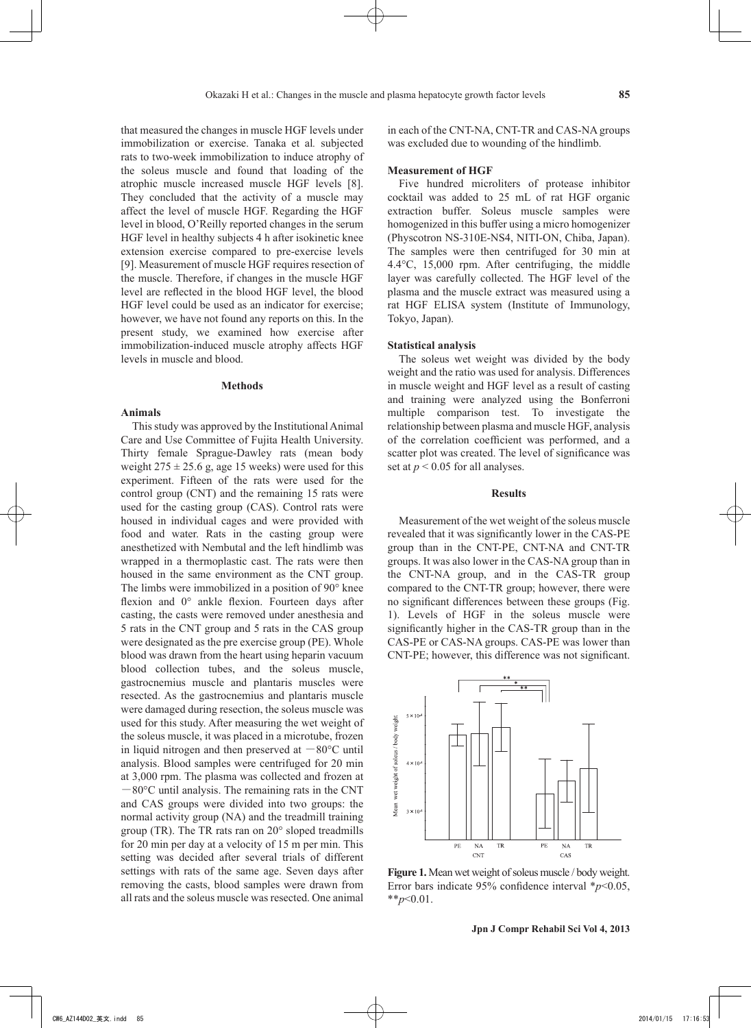that measured the changes in muscle HGF levels under immobilization or exercise. Tanaka et al. subjected rats to two-week immobilization to induce atrophy of the soleus muscle and found that loading of the atrophic muscle increased muscle HGF levels [8]. They concluded that the activity of a muscle may affect the level of muscle HGF. Regarding the HGF level in blood, O'Reilly reported changes in the serum HGF level in healthy subjects 4 h after isokinetic knee extension exercise compared to pre-exercise levels [9]. Measurement of muscle HGF requires resection of the muscle. Therefore, if changes in the muscle HGF level are reflected in the blood HGF level, the blood HGF level could be used as an indicator for exercise; however, we have not found any reports on this. In the present study, we examined how exercise after immobilization-induced muscle atrophy affects HGF levels in muscle and blood.

## Methods

### Animals

This study was approved by the Institutional Animal Care and Use Committee of Fujita Health University. Thirty female Sprague-Dawley rats (mean body weight $275 \pm 25.6$ g, age 15 weeks) were used for this experiment. Fifteen of the rats were used for the control group (CNT) and the remaining 15 rats were used for the casting group (CAS). Control rats were housed in individual cages and were provided with food and water. Rats in the casting group were anesthetized with Nembutal and the left hindlimb was wrapped in a thermoplastic cast. The rats were then housed in the same environment as the CNT group. The limbs were immobilized in a position of 90° knee flexion and 0° ankle flexion. Fourteen days after casting, the casts were removed under anesthesia and 5 rats in the CNT group and 5 rats in the CAS group were designated as the pre exercise group (PE). Whole blood was drawn from the heart using heparin vacuum blood collection tubes, and the soleus muscle, gastrocnemius muscle and plantaris muscles were resected. As the gastrocnemius and plantaris muscle were damaged during resection, the soleus muscle was used for this study. After measuring the wet weight of the soleus muscle, it was placed in a microtube, frozen in liquid nitrogen and then preserved at −80°C until analysis. Blood samples were centrifuged for 20 min at 3,000 rpm. The plasma was collected and frozen at −80°C until analysis. The remaining rats in the CNT and CAS groups were divided into two groups: the normal activity group (NA) and the treadmill training group (TR). The TR rats ran on 20° sloped treadmills for 20 min per day at a velocity of 15 m per min. This setting was decided after several trials of different settings with rats of the same age. Seven days after removing the casts, blood samples were drawn from all rats and the soleus muscle was resected. One animal in each of the CNT-NA, CNT-TR and CAS-NA groups was excluded due to wounding of the hindlimb.

### Measurement of HGF

Five hundred microliters of protease inhibitor cocktail was added to 25 mL of rat HGF organic extraction buffer. Soleus muscle samples were homogenized in this buffer using a micro homogenizer (Physcotron NS-310E-NS4, NITI-ON, Chiba, Japan). The samples were then centrifuged for 30 min at 4.4°C, 15,000 rpm. After centrifuging, the middle layer was carefully collected. The HGF level of the plasma and the muscle extract was measured using a rat HGF ELISA system (Institute of Immunology, Tokyo, Japan).

### Statistical analysis

The soleus wet weight was divided by the body weight and the ratio was used for analysis. Differences in muscle weight and HGF level as a result of casting and training were analyzed using the Bonferroni multiple comparison test. To investigate the relationship between plasma and muscle HGF, analysis of the correlation coefficient was performed, and a scatter plot was created. The level of significance was set at $p < 0.05$ for all analyses.

## Results

Measurement of the wet weight of the soleus muscle revealed that it was significantly lower in the CAS-PE group than in the CNT-PE, CNT-NA and CNT-TR groups. It was also lower in the CAS-NA group than in the CNT-NA group, and in the CAS-TR group compared to the CNT-TR group; however, there were no significant differences between these groups (Fig. 1). Levels of HGF in the soleus muscle were significantly higher in the CAS-TR group than in the CAS-PE or CAS-NA groups. CAS-PE was lower than CNT-PE; however, this difference was not significant.

**Figure 1.** Mean wet weight of soleus muscle / body weight. Error bars indicate 95% confidence interval *$p$<0.05, **$p$<0.01.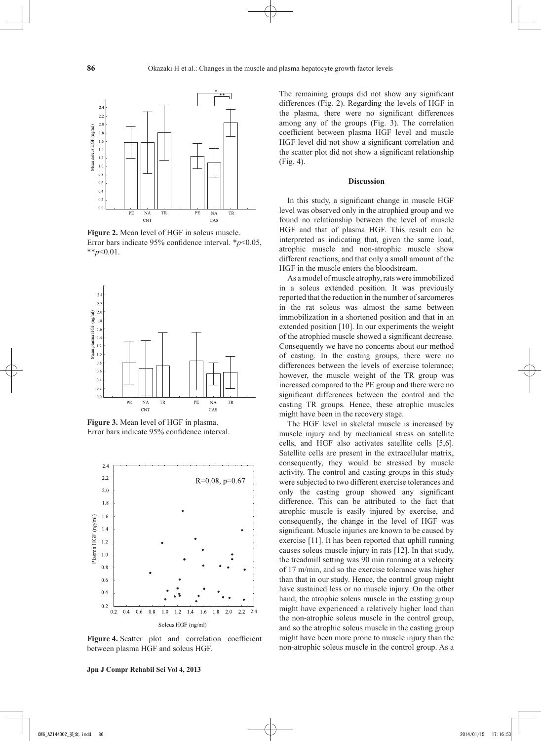**Figure 2.** Mean level of HGF in soleus muscle. Error bars indicate 95% confidence interval. *$p<0.05$, **$p<0.01$.

**Figure 3.** Mean level of HGF in plasma. Error bars indicate 95% confidence interval.

**Figure 4.** Scatter plot and correlation coefficient between plasma HGF and soleus HGF.

The remaining groups did not show any significant differences (Fig. 2). Regarding the levels of HGF in the plasma, there were no significant differences among any of the groups (Fig. 3). The correlation coefficient between plasma HGF level and muscle HGF level did not show a significant correlation and the scatter plot did not show a significant relationship (Fig. 4).

## Discussion

In this study, a significant change in muscle HGF level was observed only in the atrophied group and we found no relationship between the level of muscle HGF and that of plasma HGF. This result can be interpreted as indicating that, given the same load, atrophic muscle and non-atrophic muscle show different reactions, and that only a small amount of the HGF in the muscle enters the bloodstream.

As a model of muscle atrophy, rats were immobilized in a soleus extended position. It was previously reported that the reduction in the number of sarcomeres in the rat soleus was almost the same between immobilization in a shortened position and that in an extended position [10]. In our experiments the weight of the atrophied muscle showed a significant decrease. Consequently we have no concerns about our method of casting. In the casting groups, there were no differences between the levels of exercise tolerance; however, the muscle weight of the TR group was increased compared to the PE group and there were no significant differences between the control and the casting TR groups. Hence, these atrophic muscles might have been in the recovery stage.

The HGF level in skeletal muscle is increased by muscle injury and by mechanical stress on satellite cells, and HGF also activates satellite cells [5,6]. Satellite cells are present in the extracellular matrix, consequently, they would be stressed by muscle activity. The control and casting groups in this study were subjected to two different exercise tolerances and only the casting group showed any significant difference. This can be attributed to the fact that atrophic muscle is easily injured by exercise, and consequently, the change in the level of HGF was significant. Muscle injuries are known to be caused by exercise [11]. It has been reported that uphill running causes soleus muscle injury in rats [12]. In that study, the treadmill setting was 90 min running at a velocity of 17 m/min, and so the exercise tolerance was higher than that in our study. Hence, the control group might have sustained less or no muscle injury. On the other hand, the atrophic soleus muscle in the casting group might have experienced a relatively higher load than the non-atrophic soleus muscle in the control group, and so the atrophic soleus muscle in the casting group might have been more prone to muscle injury than the non-atrophic soleus muscle in the control group. As a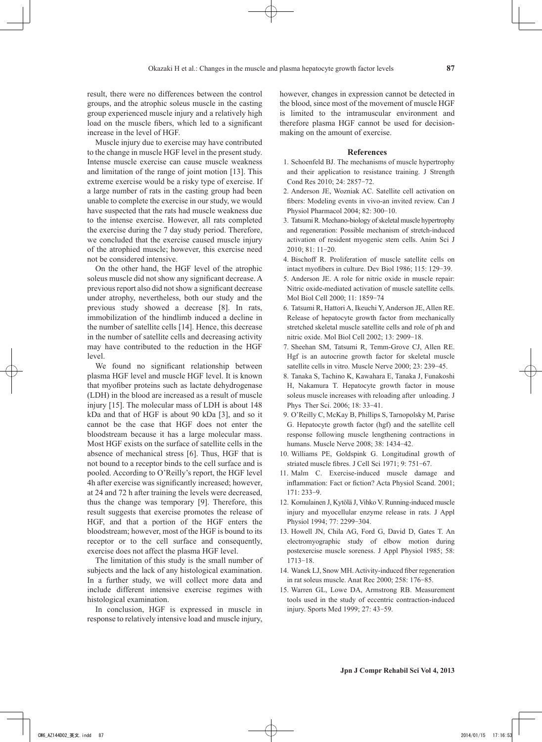result, there were no differences between the control groups, and the atrophic soleus muscle in the casting group experienced muscle injury and a relatively high load on the muscle fibers, which led to a significant increase in the level of HGF.

Muscle injury due to exercise may have contributed to the change in muscle HGF level in the present study. Intense muscle exercise can cause muscle weakness and limitation of the range of joint motion [13]. This extreme exercise would be a risky type of exercise. If a large number of rats in the casting group had been unable to complete the exercise in our study, we would have suspected that the rats had muscle weakness due to the intense exercise. However, all rats completed the exercise during the 7 day study period. Therefore, we concluded that the exercise caused muscle injury of the atrophied muscle; however, this exercise need not be considered intensive.

On the other hand, the HGF level of the atrophic soleus muscle did not show any significant decrease. A previous report also did not show a significant decrease under atrophy, nevertheless, both our study and the previous study showed a decrease [8]. In rats, immobilization of the hindlimb induced a decline in the number of satellite cells [14]. Hence, this decrease in the number of satellite cells and decreasing activity may have contributed to the reduction in the HGF level.

We found no significant relationship between plasma HGF level and muscle HGF level. It is known that myofiber proteins such as lactate dehydrogenase (LDH) in the blood are increased as a result of muscle injury [15]. The molecular mass of LDH is about 148 kDa and that of HGF is about 90 kDa [3], and so it cannot be the case that HGF does not enter the bloodstream because it has a large molecular mass. Most HGF exists on the surface of satellite cells in the absence of mechanical stress [6]. Thus, HGF that is not bound to a receptor binds to the cell surface and is pooled. According to O'Reilly's report, the HGF level 4h after exercise was significantly increased; however, at 24 and 72 h after training the levels were decreased, thus the change was temporary [9]. Therefore, this result suggests that exercise promotes the release of HGF, and that a portion of the HGF enters the bloodstream; however, most of the HGF is bound to its receptor or to the cell surface and consequently, exercise does not affect the plasma HGF level.

The limitation of this study is the small number of subjects and the lack of any histological examination. In a further study, we will collect more data and include different intensive exercise regimes with histological examination.

In conclusion, HGF is expressed in muscle in response to relatively intensive load and muscle injury, however, changes in expression cannot be detected in the blood, since most of the movement of muscle HGF is limited to the intramuscular environment and therefore plasma HGF cannot be used for decision-making on the amount of exercise.

## References

1. Schoenfeld BJ. The mechanisms of muscle hypertrophy and their application to resistance training. J Strength Cond Res 2010; 24: 2857−72.
2. Anderson JE, Wozniak AC. Satellite cell activation on fibers: Modeling events in vivo-an invited review. Can J Physiol Pharmacol 2004; 82: 300−10.
3. Tatsumi R. Mechano-biology of skeletal muscle hypertrophy and regeneration: Possible mechanism of stretch-induced activation of resident myogenic stem cells. Anim Sci J 2010; 81: 11−20.
4. Bischoff R. Proliferation of muscle satellite cells on intact myofibers in culture. Dev Biol 1986; 115: 129−39.
5. Anderson JE. A role for nitric oxide in muscle repair: Nitric oxide-mediated activation of muscle satellite cells. Mol Biol Cell 2000; 11: 1859−74
6. Tatsumi R, Hattori A, Ikeuchi Y, Anderson JE, Allen RE. Release of hepatocyte growth factor from mechanically stretched skeletal muscle satellite cells and role of ph and nitric oxide. Mol Biol Cell 2002; 13: 2909−18.
7. Sheehan SM, Tatsumi R, Temm-Grove CJ, Allen RE. Hgf is an autocrine growth factor for skeletal muscle satellite cells in vitro. Muscle Nerve 2000; 23: 239−45.
8. Tanaka S, Tachino K, Kawahara E, Tanaka J, Funakoshi H, Nakamura T. Hepatocyte growth factor in mouse soleus muscle increases with reloading after unloading. J Phys Ther Sci. 2006; 18: 33−41.
9. O'Reilly C, McKay B, Phillips S, Tarnopolsky M, Parise G. Hepatocyte growth factor (hgf) and the satellite cell response following muscle lengthening contractions in humans. Muscle Nerve 2008; 38: 1434−42.
10. Williams PE, Goldspink G. Longitudinal growth of striated muscle fibres. J Cell Sci 1971; 9: 751−67.
11. Malm C. Exercise-induced muscle damage and inflammation: Fact or fiction? Acta Physiol Scand. 2001; 171: 233−9.
12. Komulainen J, Kytölä J, Vihko V. Running-induced muscle injury and myocellular enzyme release in rats. J Appl Physiol 1994; 77: 2299−304.
13. Howell JN, Chila AG, Ford G, David D, Gates T. An electromyographic study of elbow motion during postexercise muscle soreness. J Appl Physiol 1985; 58: 1713−18.
14. Wanek LJ, Snow MH. Activity-induced fiber regeneration in rat soleus muscle. Anat Rec 2000; 258: 176−85.
15. Warren GL, Lowe DA, Armstrong RB. Measurement tools used in the study of eccentric contraction-induced injury. Sports Med 1999; 27: 43−59.